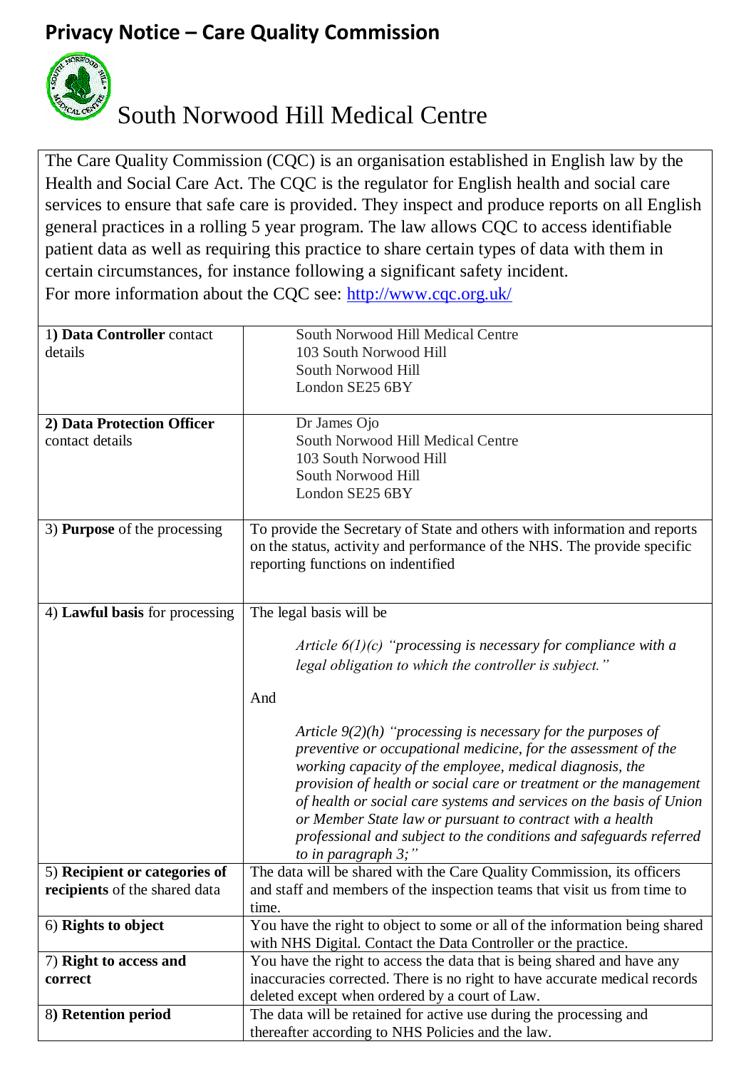# Privacy Notice – Care Quality Commission

## South Norwood Hill Medical Centre

| |
|---|
| The Care Quality Commission (CQC) is an organisation established in English law by the Health and Social Care Act. The CQC is the regulator for English health and social care services to ensure that safe care is provided. They inspect and produce reports on all English general practices in a rolling 5 year program. The law allows CQC to access identifiable patient data as well as requiring this practice to share certain types of data with them in certain circumstances, for instance following a significant safety incident.<br>For more information about the CQC see: http://www.cqc.org.uk/ |

| | |
|---|---|
| 1) **Data Controller** contact details | South Norwood Hill Medical Centre<br>103 South Norwood Hill<br>South Norwood Hill<br>London SE25 6BY |
| **2) Data Protection Officer** contact details | Dr James Ojo<br>South Norwood Hill Medical Centre<br>103 South Norwood Hill<br>South Norwood Hill<br>London SE25 6BY |
| 3) **Purpose** of the processing | To provide the Secretary of State and others with information and reports on the status, activity and performance of the NHS. The provide specific reporting functions on indentified |
| 4) **Lawful basis** for processing | The legal basis will be<br>*Article 6(1)(c) "processing is necessary for compliance with a legal obligation to which the controller is subject."*<br>And<br>*Article 9(2)(h) "processing is necessary for the purposes of preventive or occupational medicine, for the assessment of the working capacity of the employee, medical diagnosis, the provision of health or social care or treatment or the management of health or social care systems and services on the basis of Union or Member State law or pursuant to contract with a health professional and subject to the conditions and safeguards referred to in paragraph 3;"* |
| 5) **Recipient or categories of recipients** of the shared data | The data will be shared with the Care Quality Commission, its officers and staff and members of the inspection teams that visit us from time to time. |
| 6) **Rights to object** | You have the right to object to some or all of the information being shared with NHS Digital. Contact the Data Controller or the practice. |
| 7) **Right to access and correct** | You have the right to access the data that is being shared and have any inaccuracies corrected. There is no right to have accurate medical records deleted except when ordered by a court of Law. |
| 8) **Retention period** | The data will be retained for active use during the processing and thereafter according to NHS Policies and the law. |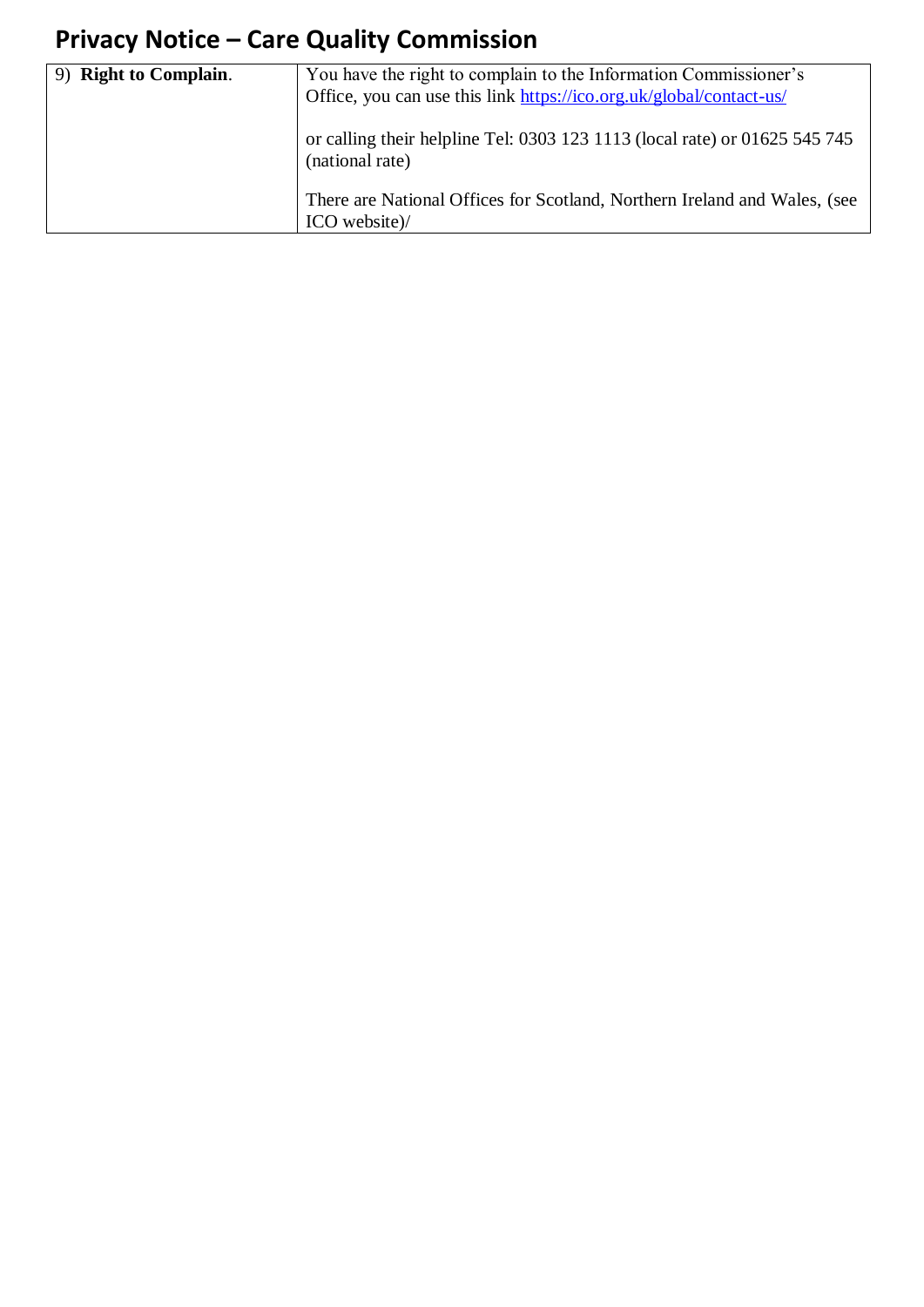# Privacy Notice – Care Quality Commission

| | |
|---|---|
| 9) **Right to Complain**. | You have the right to complain to the Information Commissioner's Office, you can use this link https://ico.org.uk/global/contact-us/<br><br>or calling their helpline Tel: 0303 123 1113 (local rate) or 01625 545 745 (national rate)<br><br>There are National Offices for Scotland, Northern Ireland and Wales, (see ICO website)/ |